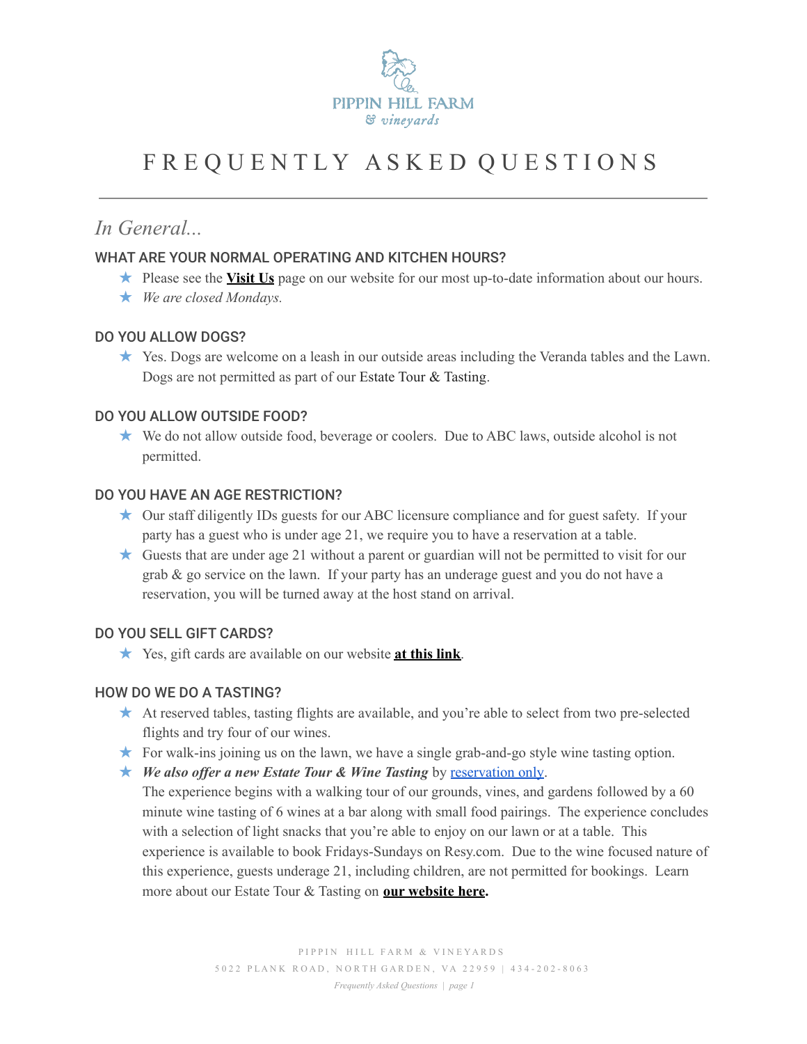PIPPIN HILL FARM
& vineyards

# FREQUENTLY ASKED QUESTIONS

## *In General...*

### WHAT ARE YOUR NORMAL OPERATING AND KITCHEN HOURS?

- Please see the **Visit Us** page on our website for our most up-to-date information about our hours.
- *We are closed Mondays.*

### DO YOU ALLOW DOGS?

- Yes. Dogs are welcome on a leash in our outside areas including the Veranda tables and the Lawn. Dogs are not permitted as part of our Estate Tour & Tasting.

### DO YOU ALLOW OUTSIDE FOOD?

- We do not allow outside food, beverage or coolers. Due to ABC laws, outside alcohol is not permitted.

### DO YOU HAVE AN AGE RESTRICTION?

- Our staff diligently IDs guests for our ABC licensure compliance and for guest safety. If your party has a guest who is under age 21, we require you to have a reservation at a table.
- Guests that are under age 21 without a parent or guardian will not be permitted to visit for our grab & go service on the lawn. If your party has an underage guest and you do not have a reservation, you will be turned away at the host stand on arrival.

### DO YOU SELL GIFT CARDS?

- Yes, gift cards are available on our website **at this link**.

### HOW DO WE DO A TASTING?

- At reserved tables, tasting flights are available, and you're able to select from two pre-selected flights and try four of our wines.
- For walk-ins joining us on the lawn, we have a single grab-and-go style wine tasting option.
- ***We also offer a new Estate Tour & Wine Tasting*** by reservation only.
  The experience begins with a walking tour of our grounds, vines, and gardens followed by a 60 minute wine tasting of 6 wines at a bar along with small food pairings. The experience concludes with a selection of light snacks that you're able to enjoy on our lawn or at a table. This experience is available to book Fridays-Sundays on Resy.com. Due to the wine focused nature of this experience, guests underage 21, including children, are not permitted for bookings. Learn more about our Estate Tour & Tasting on **our website here.**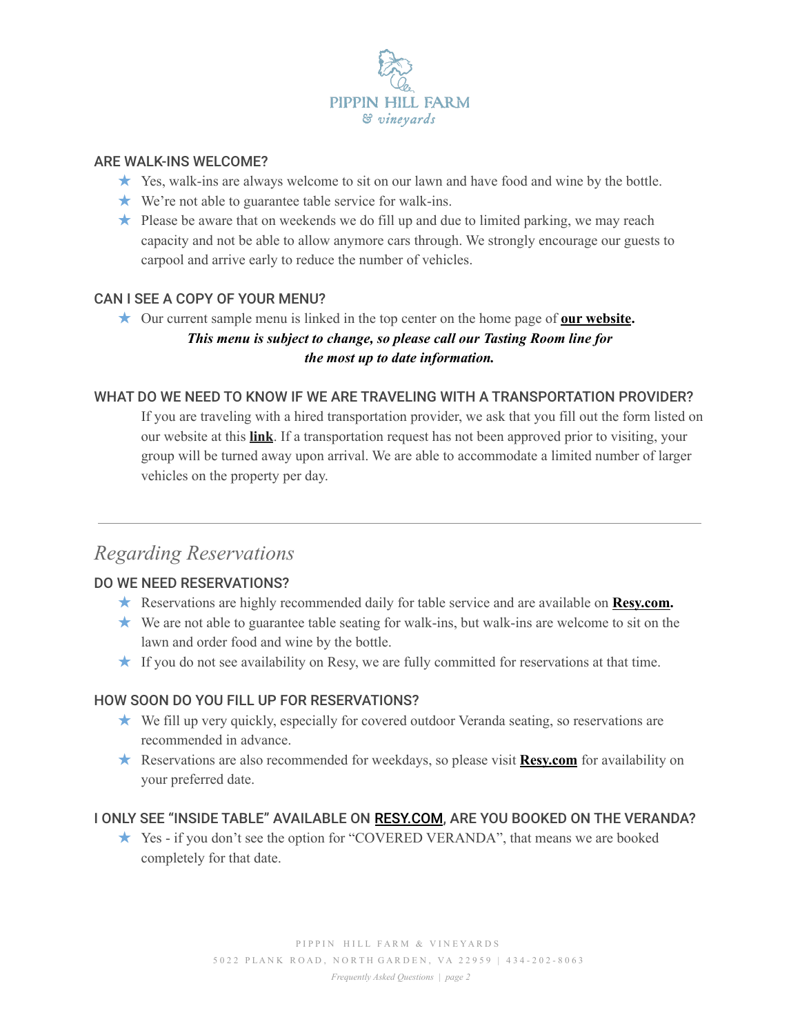### ARE WALK-INS WELCOME?

- Yes, walk-ins are always welcome to sit on our lawn and have food and wine by the bottle.
- We're not able to guarantee table service for walk-ins.
- Please be aware that on weekends we do fill up and due to limited parking, we may reach capacity and not be able to allow anymore cars through. We strongly encourage our guests to carpool and arrive early to reduce the number of vehicles.

### CAN I SEE A COPY OF YOUR MENU?

- Our current sample menu is linked in the top center on the home page of **our website.**

***This menu is subject to change, so please call our Tasting Room line for the most up to date information.***

### WHAT DO WE NEED TO KNOW IF WE ARE TRAVELING WITH A TRANSPORTATION PROVIDER?

If you are traveling with a hired transportation provider, we ask that you fill out the form listed on our website at this **link**. If a transportation request has not been approved prior to visiting, your group will be turned away upon arrival. We are able to accommodate a limited number of larger vehicles on the property per day.

---

## *Regarding Reservations*

### DO WE NEED RESERVATIONS?

- Reservations are highly recommended daily for table service and are available on **Resy.com.**
- We are not able to guarantee table seating for walk-ins, but walk-ins are welcome to sit on the lawn and order food and wine by the bottle.
- If you do not see availability on Resy, we are fully committed for reservations at that time.

### HOW SOON DO YOU FILL UP FOR RESERVATIONS?

- We fill up very quickly, especially for covered outdoor Veranda seating, so reservations are recommended in advance.
- Reservations are also recommended for weekdays, so please visit **Resy.com** for availability on your preferred date.

### I ONLY SEE "INSIDE TABLE" AVAILABLE ON RESY.COM, ARE YOU BOOKED ON THE VERANDA?

- Yes - if you don't see the option for "COVERED VERANDA", that means we are booked completely for that date.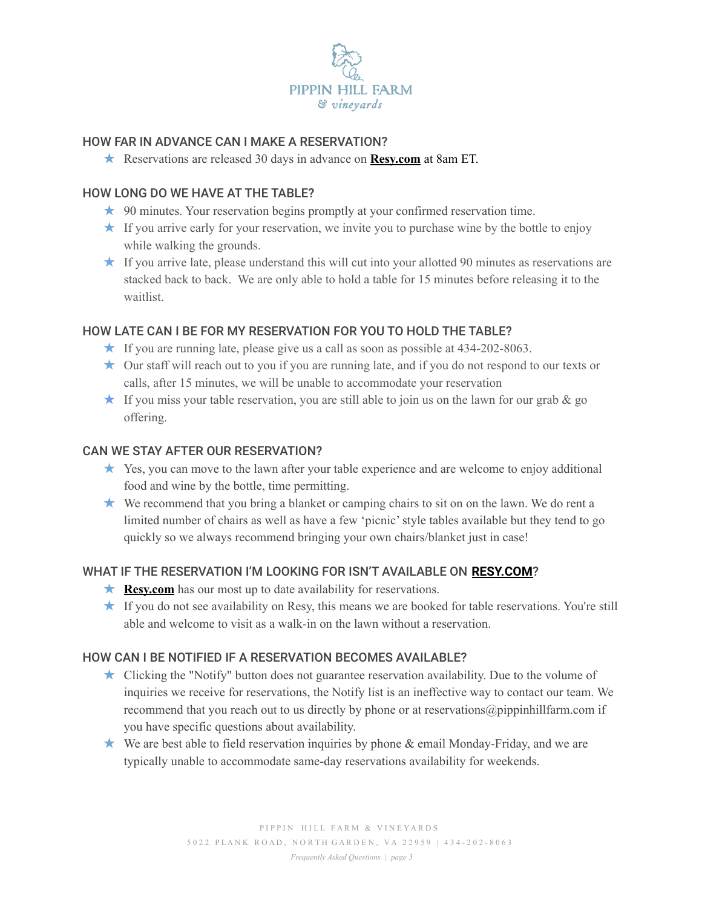## HOW FAR IN ADVANCE CAN I MAKE A RESERVATION?

- Reservations are released 30 days in advance on **Resy.com** at 8am ET.

## HOW LONG DO WE HAVE AT THE TABLE?

- 90 minutes. Your reservation begins promptly at your confirmed reservation time.
- If you arrive early for your reservation, we invite you to purchase wine by the bottle to enjoy while walking the grounds.
- If you arrive late, please understand this will cut into your allotted 90 minutes as reservations are stacked back to back. We are only able to hold a table for 15 minutes before releasing it to the waitlist.

## HOW LATE CAN I BE FOR MY RESERVATION FOR YOU TO HOLD THE TABLE?

- If you are running late, please give us a call as soon as possible at 434-202-8063.
- Our staff will reach out to you if you are running late, and if you do not respond to our texts or calls, after 15 minutes, we will be unable to accommodate your reservation
- If you miss your table reservation, you are still able to join us on the lawn for our grab & go offering.

## CAN WE STAY AFTER OUR RESERVATION?

- Yes, you can move to the lawn after your table experience and are welcome to enjoy additional food and wine by the bottle, time permitting.
- We recommend that you bring a blanket or camping chairs to sit on on the lawn. We do rent a limited number of chairs as well as have a few 'picnic' style tables available but they tend to go quickly so we always recommend bringing your own chairs/blanket just in case!

## WHAT IF THE RESERVATION I'M LOOKING FOR ISN'T AVAILABLE ON **RESY.COM**?

- **Resy.com** has our most up to date availability for reservations.
- If you do not see availability on Resy, this means we are booked for table reservations. You're still able and welcome to visit as a walk-in on the lawn without a reservation.

## HOW CAN I BE NOTIFIED IF A RESERVATION BECOMES AVAILABLE?

- Clicking the "Notify" button does not guarantee reservation availability. Due to the volume of inquiries we receive for reservations, the Notify list is an ineffective way to contact our team. We recommend that you reach out to us directly by phone or at reservations@pippinhillfarm.com if you have specific questions about availability.
- We are best able to field reservation inquiries by phone & email Monday-Friday, and we are typically unable to accommodate same-day reservations availability for weekends.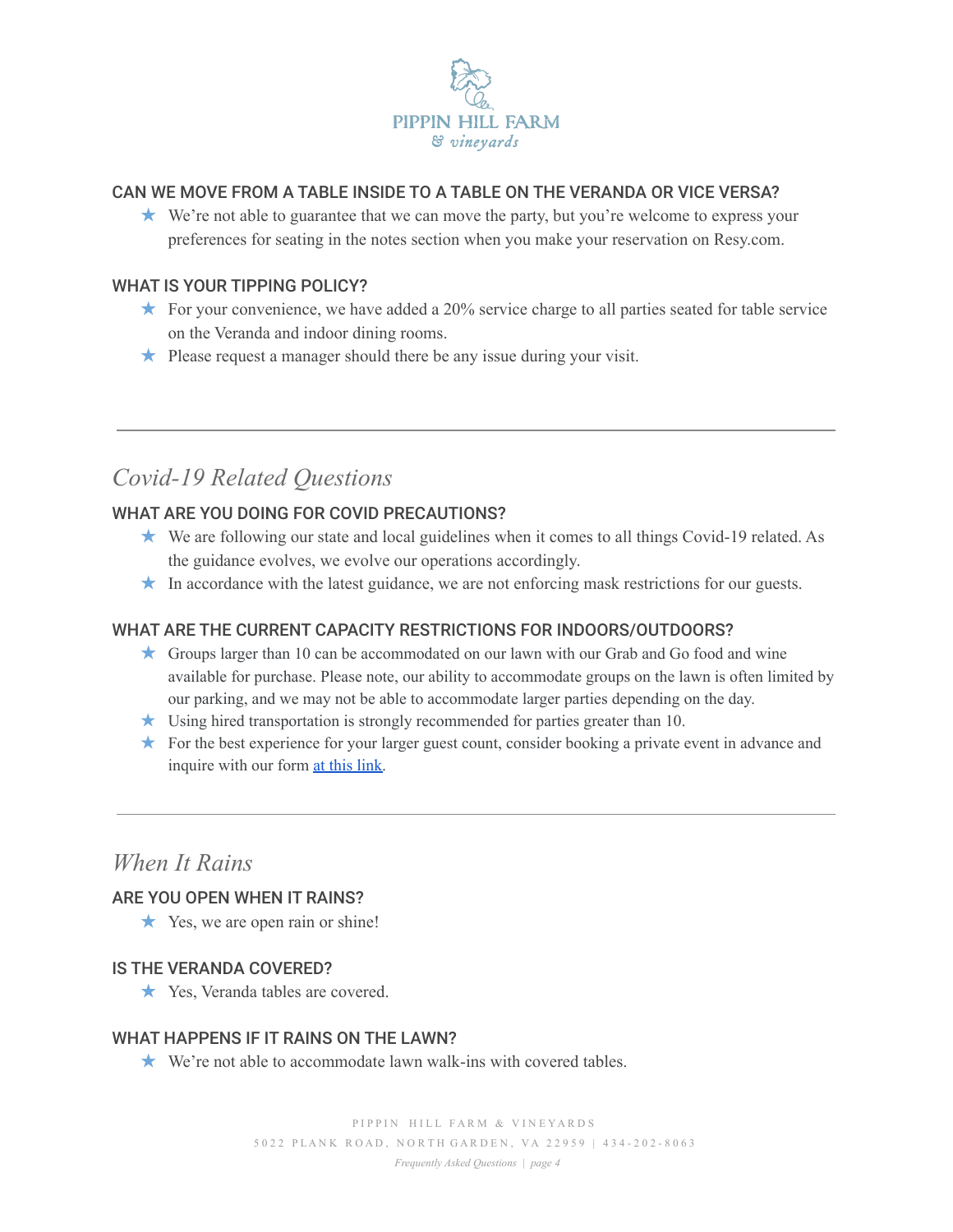### CAN WE MOVE FROM A TABLE INSIDE TO A TABLE ON THE VERANDA OR VICE VERSA?

- ★ We're not able to guarantee that we can move the party, but you're welcome to express your preferences for seating in the notes section when you make your reservation on Resy.com.

### WHAT IS YOUR TIPPING POLICY?

- ★ For your convenience, we have added a 20% service charge to all parties seated for table service on the Veranda and indoor dining rooms.
- ★ Please request a manager should there be any issue during your visit.

---

## *Covid-19 Related Questions*

### WHAT ARE YOU DOING FOR COVID PRECAUTIONS?

- ★ We are following our state and local guidelines when it comes to all things Covid-19 related. As the guidance evolves, we evolve our operations accordingly.
- ★ In accordance with the latest guidance, we are not enforcing mask restrictions for our guests.

### WHAT ARE THE CURRENT CAPACITY RESTRICTIONS FOR INDOORS/OUTDOORS?

- ★ Groups larger than 10 can be accommodated on our lawn with our Grab and Go food and wine available for purchase. Please note, our ability to accommodate groups on the lawn is often limited by our parking, and we may not be able to accommodate larger parties depending on the day.
- ★ Using hired transportation is strongly recommended for parties greater than 10.
- ★ For the best experience for your larger guest count, consider booking a private event in advance and inquire with our form at this link.

---

## *When It Rains*

### ARE YOU OPEN WHEN IT RAINS?

- ★ Yes, we are open rain or shine!

### IS THE VERANDA COVERED?

- ★ Yes, Veranda tables are covered.

### WHAT HAPPENS IF IT RAINS ON THE LAWN?

- ★ We're not able to accommodate lawn walk-ins with covered tables.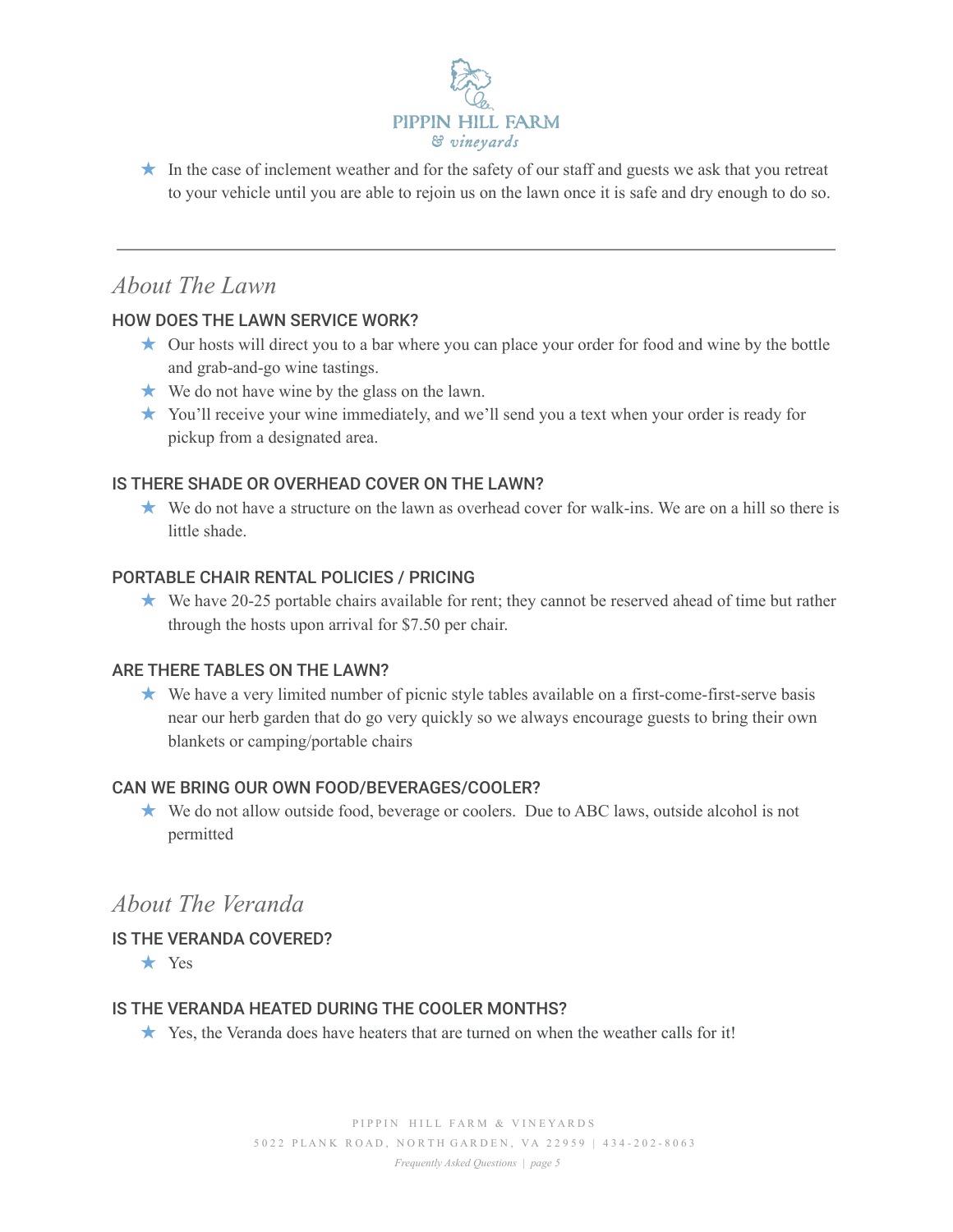- In the case of inclement weather and for the safety of our staff and guests we ask that you retreat to your vehicle until you are able to rejoin us on the lawn once it is safe and dry enough to do so.

---

## *About The Lawn*

### HOW DOES THE LAWN SERVICE WORK?

- Our hosts will direct you to a bar where you can place your order for food and wine by the bottle and grab-and-go wine tastings.
- We do not have wine by the glass on the lawn.
- You'll receive your wine immediately, and we'll send you a text when your order is ready for pickup from a designated area.

### IS THERE SHADE OR OVERHEAD COVER ON THE LAWN?

- We do not have a structure on the lawn as overhead cover for walk-ins. We are on a hill so there is little shade.

### PORTABLE CHAIR RENTAL POLICIES / PRICING

- We have 20-25 portable chairs available for rent; they cannot be reserved ahead of time but rather through the hosts upon arrival for $7.50 per chair.

### ARE THERE TABLES ON THE LAWN?

- We have a very limited number of picnic style tables available on a first-come-first-serve basis near our herb garden that do go very quickly so we always encourage guests to bring their own blankets or camping/portable chairs

### CAN WE BRING OUR OWN FOOD/BEVERAGES/COOLER?

- We do not allow outside food, beverage or coolers. Due to ABC laws, outside alcohol is not permitted

## *About The Veranda*

### IS THE VERANDA COVERED?

- Yes

### IS THE VERANDA HEATED DURING THE COOLER MONTHS?

- Yes, the Veranda does have heaters that are turned on when the weather calls for it!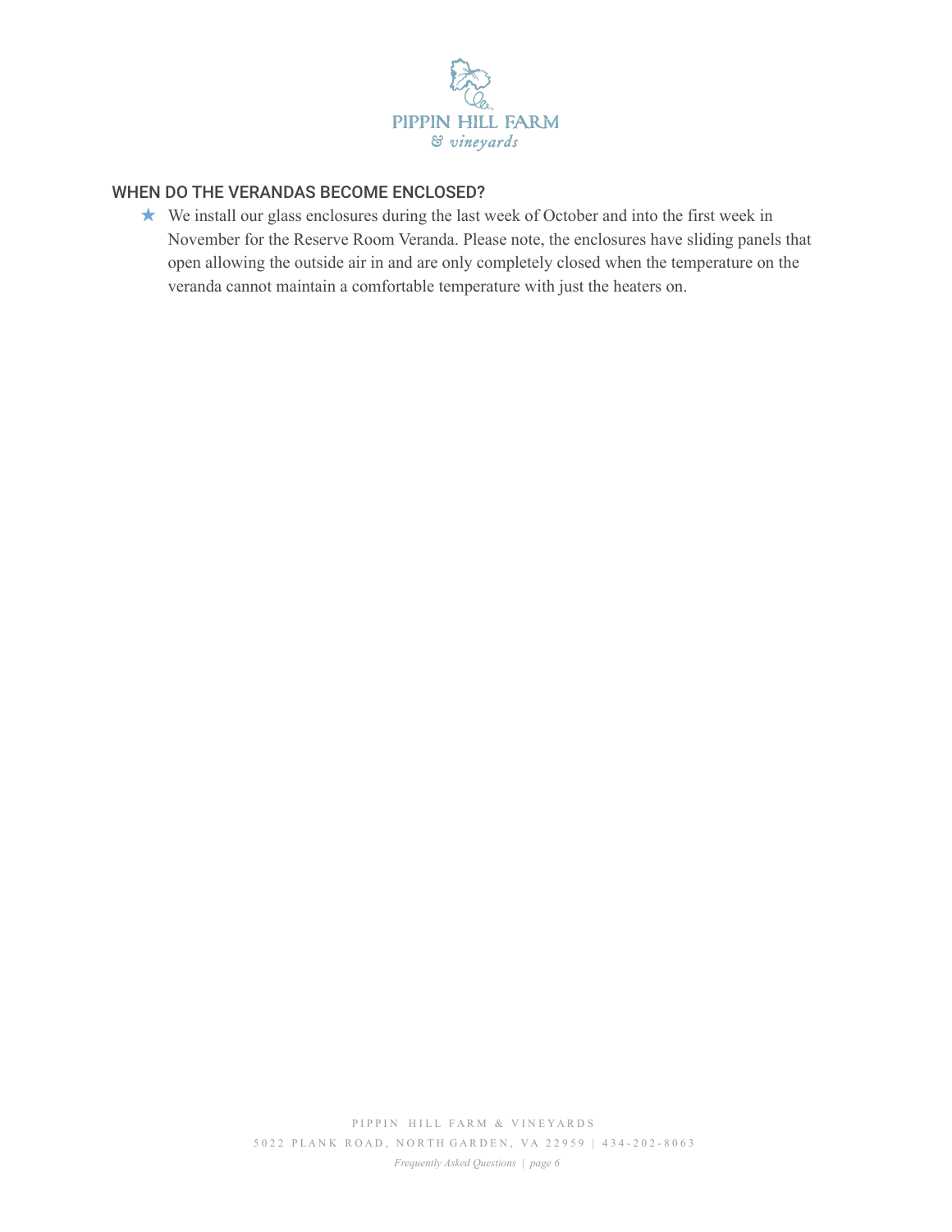## WHEN DO THE VERANDAS BECOME ENCLOSED?

- We install our glass enclosures during the last week of October and into the first week in November for the Reserve Room Veranda. Please note, the enclosures have sliding panels that open allowing the outside air in and are only completely closed when the temperature on the veranda cannot maintain a comfortable temperature with just the heaters on.